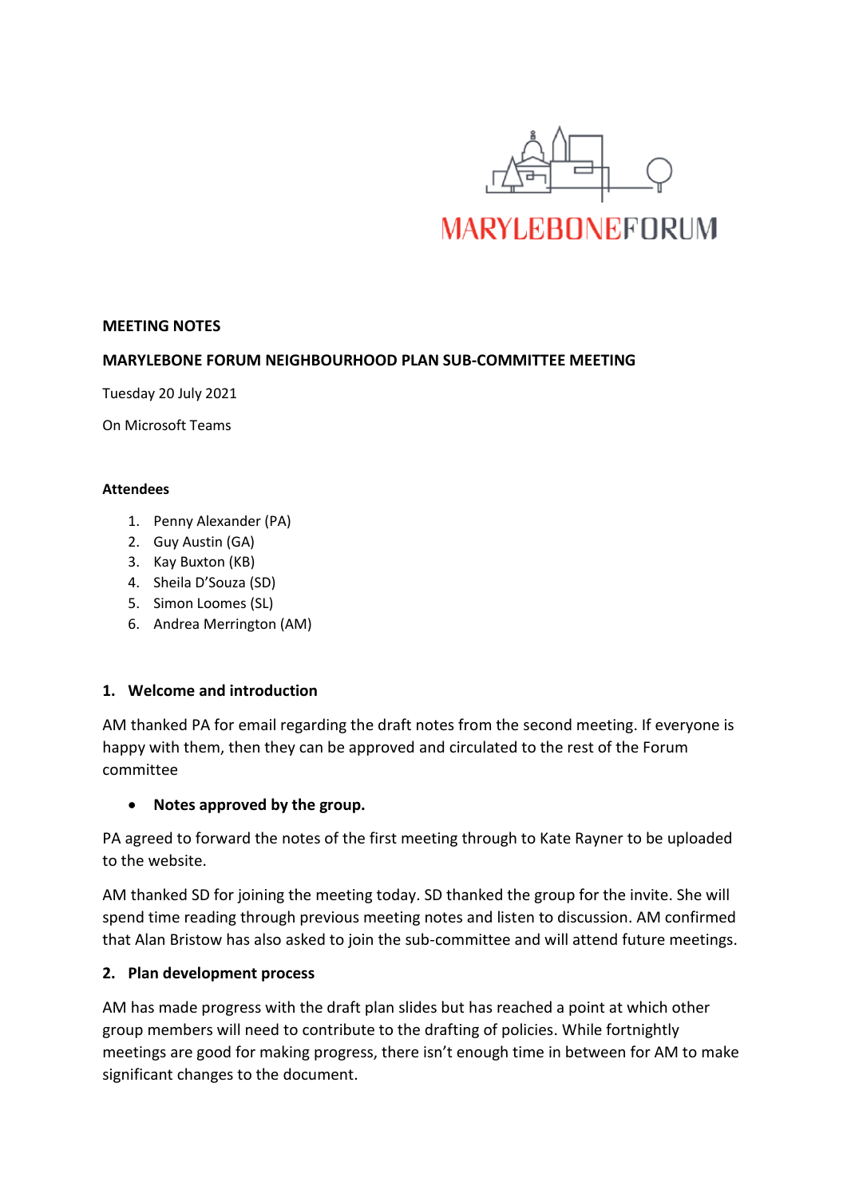MARYLEBONEFORUM

**MEETING NOTES**

**MARYLEBONE FORUM NEIGHBOURHOOD PLAN SUB-COMMITTEE MEETING**

Tuesday 20 July 2021

On Microsoft Teams

**Attendees**

1. Penny Alexander (PA)
2. Guy Austin (GA)
3. Kay Buxton (KB)
4. Sheila D'Souza (SD)
5. Simon Loomes (SL)
6. Andrea Merrington (AM)

## 1. Welcome and introduction

AM thanked PA for email regarding the draft notes from the second meeting. If everyone is happy with them, then they can be approved and circulated to the rest of the Forum committee

- **Notes approved by the group.**

PA agreed to forward the notes of the first meeting through to Kate Rayner to be uploaded to the website.

AM thanked SD for joining the meeting today. SD thanked the group for the invite. She will spend time reading through previous meeting notes and listen to discussion. AM confirmed that Alan Bristow has also asked to join the sub-committee and will attend future meetings.

## 2. Plan development process

AM has made progress with the draft plan slides but has reached a point at which other group members will need to contribute to the drafting of policies. While fortnightly meetings are good for making progress, there isn't enough time in between for AM to make significant changes to the document.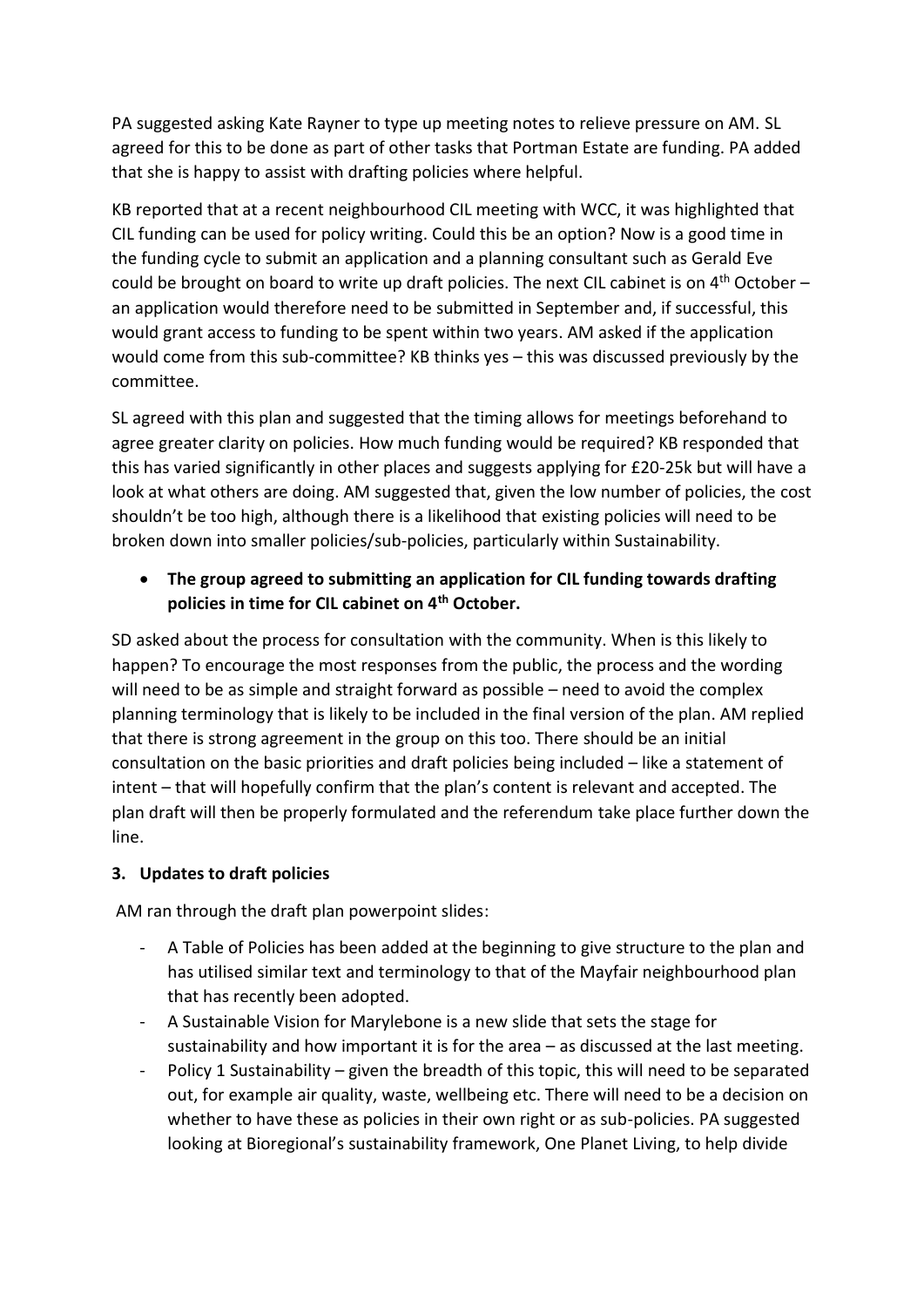PA suggested asking Kate Rayner to type up meeting notes to relieve pressure on AM. SL agreed for this to be done as part of other tasks that Portman Estate are funding. PA added that she is happy to assist with drafting policies where helpful.

KB reported that at a recent neighbourhood CIL meeting with WCC, it was highlighted that CIL funding can be used for policy writing. Could this be an option? Now is a good time in the funding cycle to submit an application and a planning consultant such as Gerald Eve could be brought on board to write up draft policies. The next CIL cabinet is on 4th October – an application would therefore need to be submitted in September and, if successful, this would grant access to funding to be spent within two years. AM asked if the application would come from this sub-committee? KB thinks yes – this was discussed previously by the committee.

SL agreed with this plan and suggested that the timing allows for meetings beforehand to agree greater clarity on policies. How much funding would be required? KB responded that this has varied significantly in other places and suggests applying for £20-25k but will have a look at what others are doing. AM suggested that, given the low number of policies, the cost shouldn't be too high, although there is a likelihood that existing policies will need to be broken down into smaller policies/sub-policies, particularly within Sustainability.

- **The group agreed to submitting an application for CIL funding towards drafting policies in time for CIL cabinet on 4th October.**

SD asked about the process for consultation with the community. When is this likely to happen? To encourage the most responses from the public, the process and the wording will need to be as simple and straight forward as possible – need to avoid the complex planning terminology that is likely to be included in the final version of the plan. AM replied that there is strong agreement in the group on this too. There should be an initial consultation on the basic priorities and draft policies being included – like a statement of intent – that will hopefully confirm that the plan's content is relevant and accepted. The plan draft will then be properly formulated and the referendum take place further down the line.

**3. Updates to draft policies**

AM ran through the draft plan powerpoint slides:

- A Table of Policies has been added at the beginning to give structure to the plan and has utilised similar text and terminology to that of the Mayfair neighbourhood plan that has recently been adopted.
- A Sustainable Vision for Marylebone is a new slide that sets the stage for sustainability and how important it is for the area – as discussed at the last meeting.
- Policy 1 Sustainability – given the breadth of this topic, this will need to be separated out, for example air quality, waste, wellbeing etc. There will need to be a decision on whether to have these as policies in their own right or as sub-policies. PA suggested looking at Bioregional's sustainability framework, One Planet Living, to help divide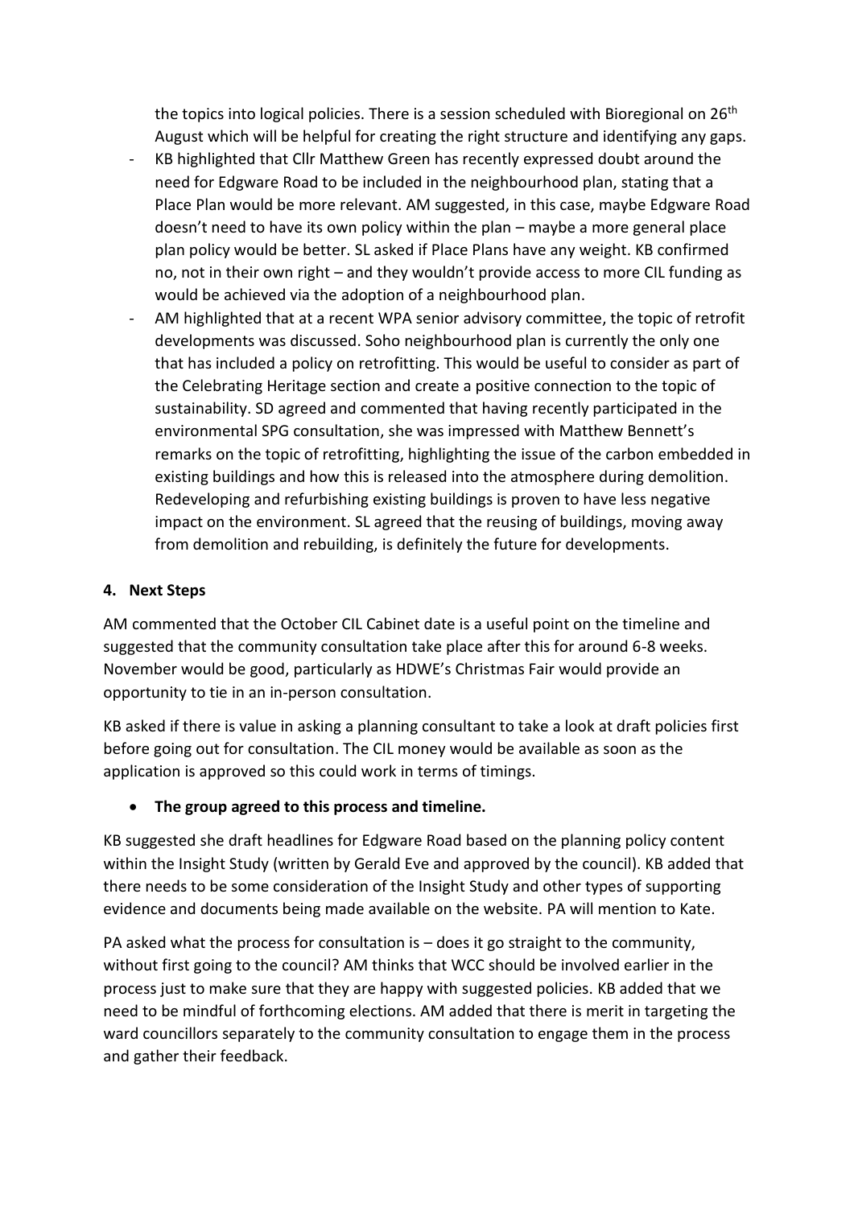the topics into logical policies. There is a session scheduled with Bioregional on 26th August which will be helpful for creating the right structure and identifying any gaps.

- KB highlighted that Cllr Matthew Green has recently expressed doubt around the need for Edgware Road to be included in the neighbourhood plan, stating that a Place Plan would be more relevant. AM suggested, in this case, maybe Edgware Road doesn't need to have its own policy within the plan – maybe a more general place plan policy would be better. SL asked if Place Plans have any weight. KB confirmed no, not in their own right – and they wouldn't provide access to more CIL funding as would be achieved via the adoption of a neighbourhood plan.
- AM highlighted that at a recent WPA senior advisory committee, the topic of retrofit developments was discussed. Soho neighbourhood plan is currently the only one that has included a policy on retrofitting. This would be useful to consider as part of the Celebrating Heritage section and create a positive connection to the topic of sustainability. SD agreed and commented that having recently participated in the environmental SPG consultation, she was impressed with Matthew Bennett's remarks on the topic of retrofitting, highlighting the issue of the carbon embedded in existing buildings and how this is released into the atmosphere during demolition. Redeveloping and refurbishing existing buildings is proven to have less negative impact on the environment. SL agreed that the reusing of buildings, moving away from demolition and rebuilding, is definitely the future for developments.

**4. Next Steps**

AM commented that the October CIL Cabinet date is a useful point on the timeline and suggested that the community consultation take place after this for around 6-8 weeks. November would be good, particularly as HDWE's Christmas Fair would provide an opportunity to tie in an in-person consultation.

KB asked if there is value in asking a planning consultant to take a look at draft policies first before going out for consultation. The CIL money would be available as soon as the application is approved so this could work in terms of timings.

- **The group agreed to this process and timeline.**

KB suggested she draft headlines for Edgware Road based on the planning policy content within the Insight Study (written by Gerald Eve and approved by the council). KB added that there needs to be some consideration of the Insight Study and other types of supporting evidence and documents being made available on the website. PA will mention to Kate.

PA asked what the process for consultation is – does it go straight to the community, without first going to the council? AM thinks that WCC should be involved earlier in the process just to make sure that they are happy with suggested policies. KB added that we need to be mindful of forthcoming elections. AM added that there is merit in targeting the ward councillors separately to the community consultation to engage them in the process and gather their feedback.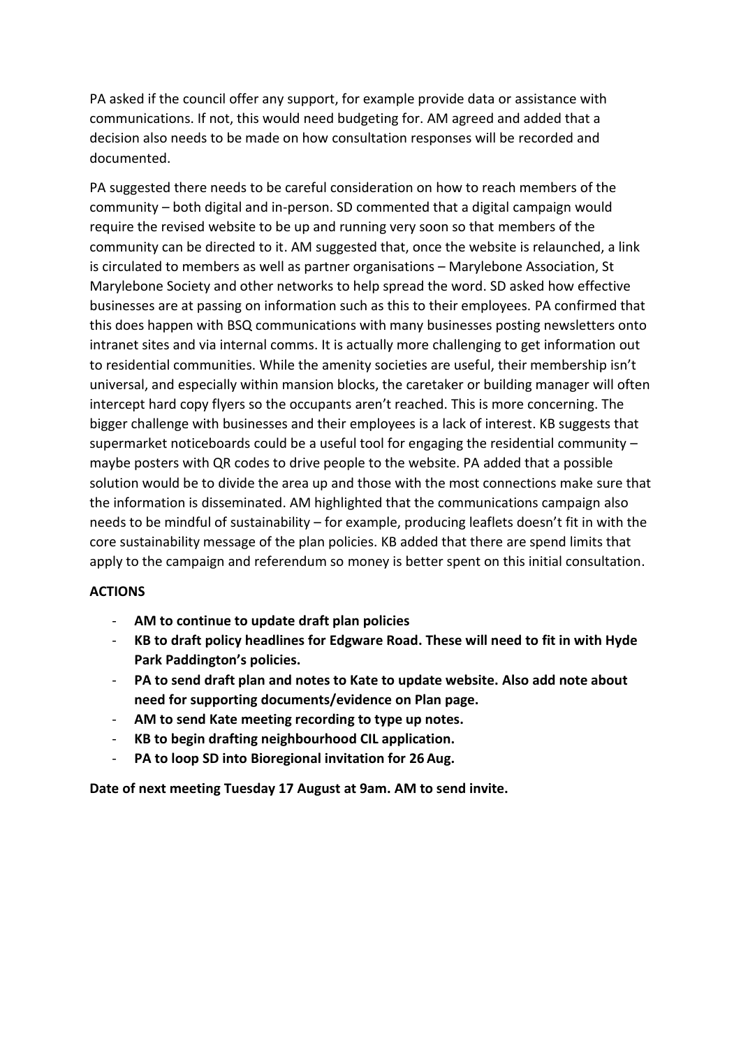PA asked if the council offer any support, for example provide data or assistance with communications. If not, this would need budgeting for. AM agreed and added that a decision also needs to be made on how consultation responses will be recorded and documented.

PA suggested there needs to be careful consideration on how to reach members of the community – both digital and in-person. SD commented that a digital campaign would require the revised website to be up and running very soon so that members of the community can be directed to it. AM suggested that, once the website is relaunched, a link is circulated to members as well as partner organisations – Marylebone Association, St Marylebone Society and other networks to help spread the word. SD asked how effective businesses are at passing on information such as this to their employees. PA confirmed that this does happen with BSQ communications with many businesses posting newsletters onto intranet sites and via internal comms. It is actually more challenging to get information out to residential communities. While the amenity societies are useful, their membership isn't universal, and especially within mansion blocks, the caretaker or building manager will often intercept hard copy flyers so the occupants aren't reached. This is more concerning. The bigger challenge with businesses and their employees is a lack of interest. KB suggests that supermarket noticeboards could be a useful tool for engaging the residential community – maybe posters with QR codes to drive people to the website. PA added that a possible solution would be to divide the area up and those with the most connections make sure that the information is disseminated. AM highlighted that the communications campaign also needs to be mindful of sustainability – for example, producing leaflets doesn't fit in with the core sustainability message of the plan policies. KB added that there are spend limits that apply to the campaign and referendum so money is better spent on this initial consultation.

**ACTIONS**

- **AM to continue to update draft plan policies**
- **KB to draft policy headlines for Edgware Road. These will need to fit in with Hyde Park Paddington's policies.**
- **PA to send draft plan and notes to Kate to update website. Also add note about need for supporting documents/evidence on Plan page.**
- **AM to send Kate meeting recording to type up notes.**
- **KB to begin drafting neighbourhood CIL application.**
- **PA to loop SD into Bioregional invitation for 26 Aug.**

**Date of next meeting Tuesday 17 August at 9am. AM to send invite.**